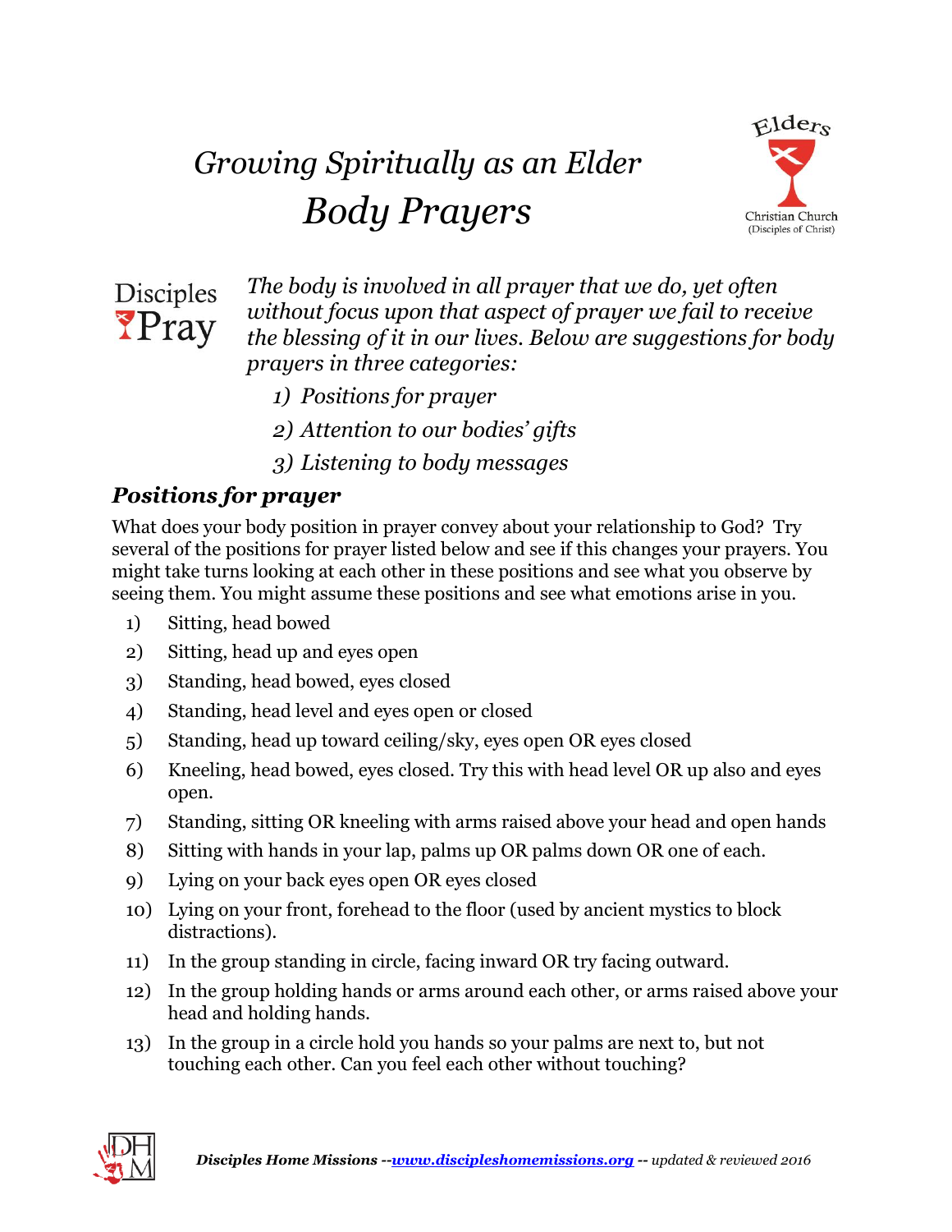# *Growing Spiritually as an Elder*

# *Body Prayers*

Elders

Christian Church (Disciples of Christ)

Disciples Pray

*The body is involved in all prayer that we do, yet often without focus upon that aspect of prayer we fail to receive the blessing of it in our lives. Below are suggestions for body prayers in three categories:*

1) *Positions for prayer*
2) *Attention to our bodies' gifts*
3) *Listening to body messages*

## *Positions for prayer*

What does your body position in prayer convey about your relationship to God? Try several of the positions for prayer listed below and see if this changes your prayers. You might take turns looking at each other in these positions and see what you observe by seeing them. You might assume these positions and see what emotions arise in you.

1) Sitting, head bowed
2) Sitting, head up and eyes open
3) Standing, head bowed, eyes closed
4) Standing, head level and eyes open or closed
5) Standing, head up toward ceiling/sky, eyes open OR eyes closed
6) Kneeling, head bowed, eyes closed. Try this with head level OR up also and eyes open.
7) Standing, sitting OR kneeling with arms raised above your head and open hands
8) Sitting with hands in your lap, palms up OR palms down OR one of each.
9) Lying on your back eyes open OR eyes closed
10) Lying on your front, forehead to the floor (used by ancient mystics to block distractions).
11) In the group standing in circle, facing inward OR try facing outward.
12) In the group holding hands or arms around each other, or arms raised above your head and holding hands.
13) In the group in a circle hold you hands so your palms are next to, but not touching each other. Can you feel each other without touching?

***Disciples Home Missions --[www.discipleshomemissions.org](http://www.discipleshomemissions.org) -- updated & reviewed 2016***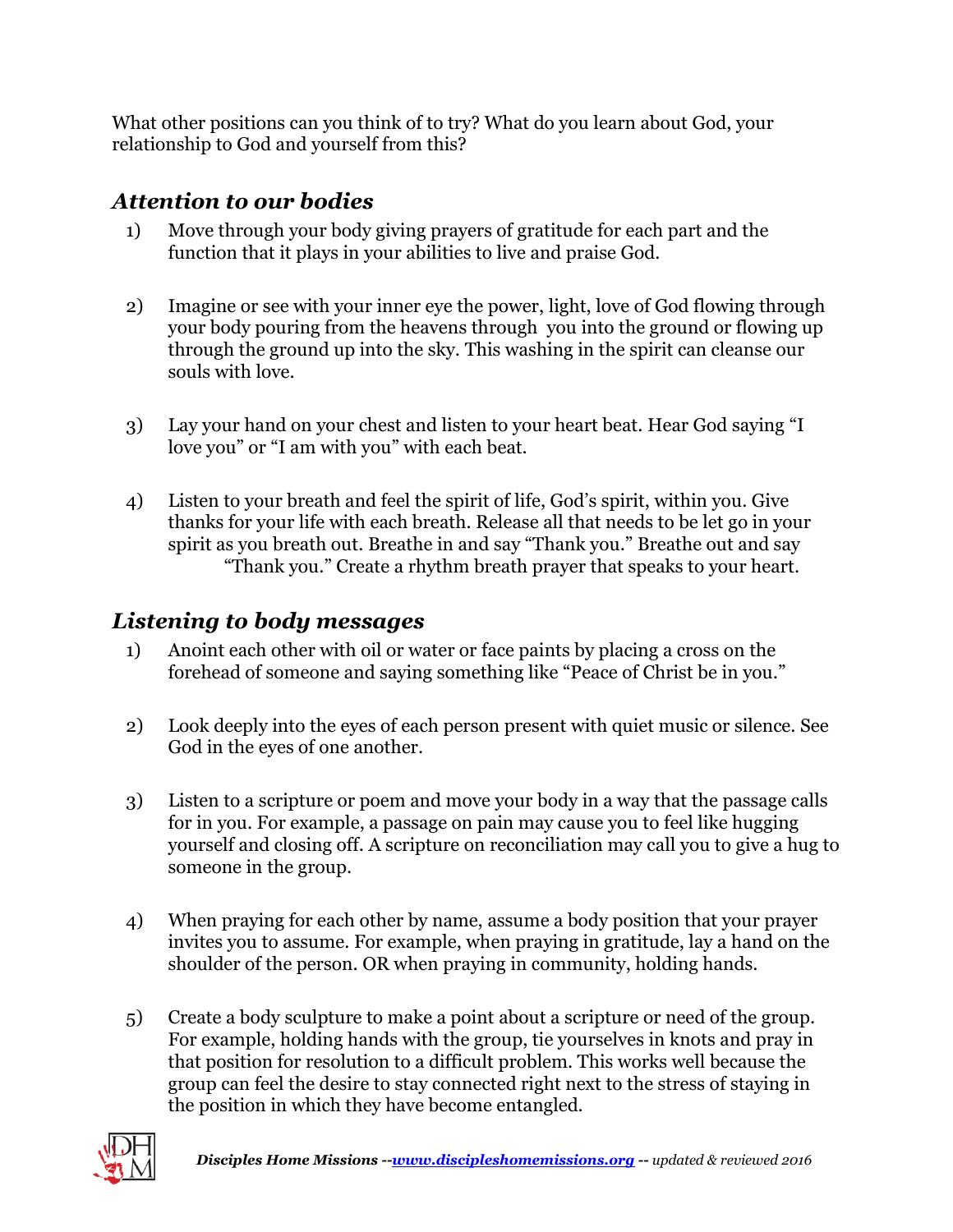What other positions can you think of to try? What do you learn about God, your relationship to God and yourself from this?

## *Attention to our bodies*

1) Move through your body giving prayers of gratitude for each part and the function that it plays in your abilities to live and praise God.

2) Imagine or see with your inner eye the power, light, love of God flowing through your body pouring from the heavens through you into the ground or flowing up through the ground up into the sky. This washing in the spirit can cleanse our souls with love.

3) Lay your hand on your chest and listen to your heart beat. Hear God saying "I love you" or "I am with you" with each beat.

4) Listen to your breath and feel the spirit of life, God's spirit, within you. Give thanks for your life with each breath. Release all that needs to be let go in your spirit as you breath out. Breathe in and say "Thank you." Breathe out and say "Thank you." Create a rhythm breath prayer that speaks to your heart.

## *Listening to body messages*

1) Anoint each other with oil or water or face paints by placing a cross on the forehead of someone and saying something like "Peace of Christ be in you."

2) Look deeply into the eyes of each person present with quiet music or silence. See God in the eyes of one another.

3) Listen to a scripture or poem and move your body in a way that the passage calls for in you. For example, a passage on pain may cause you to feel like hugging yourself and closing off. A scripture on reconciliation may call you to give a hug to someone in the group.

4) When praying for each other by name, assume a body position that your prayer invites you to assume. For example, when praying in gratitude, lay a hand on the shoulder of the person. OR when praying in community, holding hands.

5) Create a body sculpture to make a point about a scripture or need of the group. For example, holding hands with the group, tie yourselves in knots and pray in that position for resolution to a difficult problem. This works well because the group can feel the desire to stay connected right next to the stress of staying in the position in which they have become entangled.